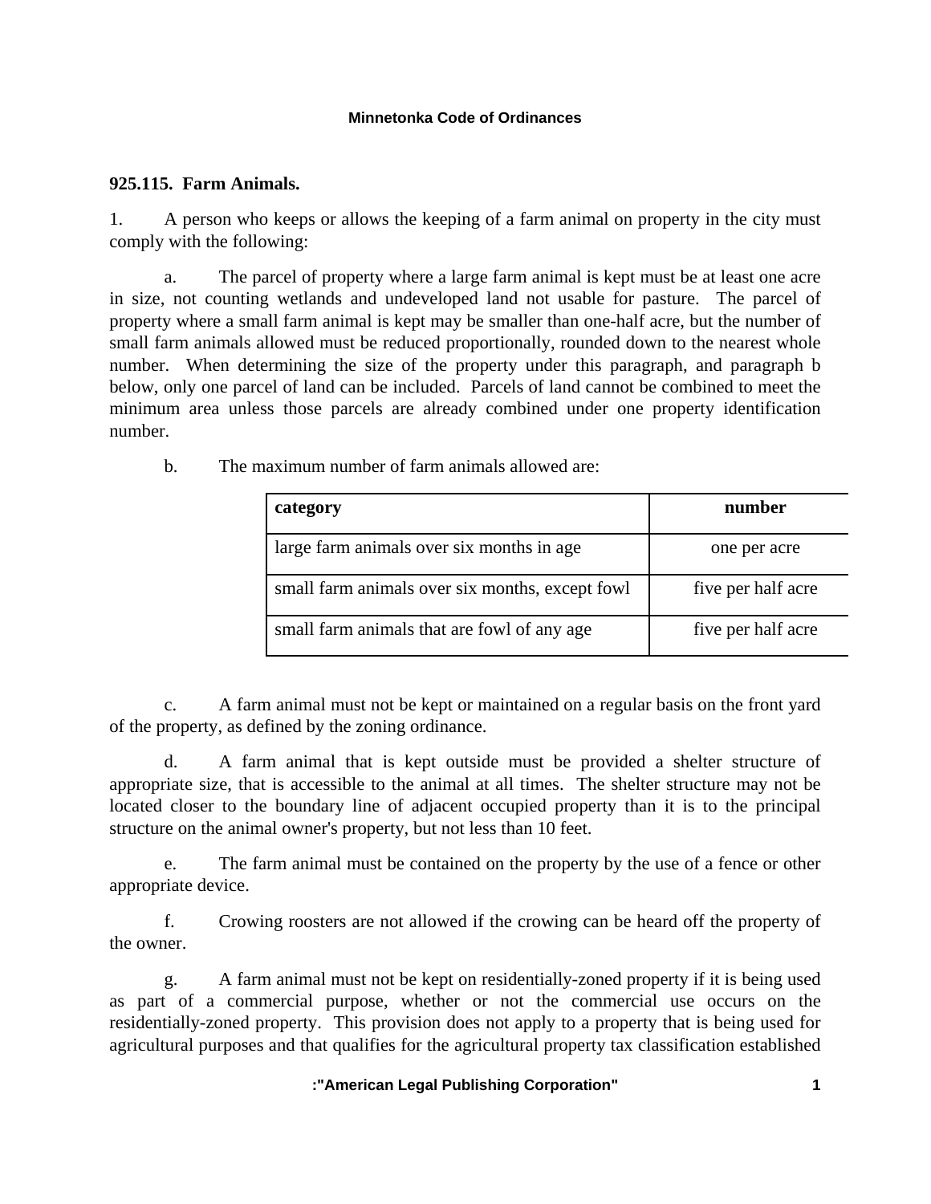## 925.115. Farm Animals.

1. A person who keeps or allows the keeping of a farm animal on property in the city must comply with the following:

   a. The parcel of property where a large farm animal is kept must be at least one acre in size, not counting wetlands and undeveloped land not usable for pasture. The parcel of property where a small farm animal is kept may be smaller than one-half acre, but the number of small farm animals allowed must be reduced proportionally, rounded down to the nearest whole number. When determining the size of the property under this paragraph, and paragraph b below, only one parcel of land can be included. Parcels of land cannot be combined to meet the minimum area unless those parcels are already combined under one property identification number.

   b. The maximum number of farm animals allowed are:

| category | number |
|---|---|
| large farm animals over six months in age | one per acre |
| small farm animals over six months, except fowl | five per half acre |
| small farm animals that are fowl of any age | five per half acre |

   c. A farm animal must not be kept or maintained on a regular basis on the front yard of the property, as defined by the zoning ordinance.

   d. A farm animal that is kept outside must be provided a shelter structure of appropriate size, that is accessible to the animal at all times. The shelter structure may not be located closer to the boundary line of adjacent occupied property than it is to the principal structure on the animal owner's property, but not less than 10 feet.

   e. The farm animal must be contained on the property by the use of a fence or other appropriate device.

   f. Crowing roosters are not allowed if the crowing can be heard off the property of the owner.

   g. A farm animal must not be kept on residentially-zoned property if it is being used as part of a commercial purpose, whether or not the commercial use occurs on the residentially-zoned property. This provision does not apply to a property that is being used for agricultural purposes and that qualifies for the agricultural property tax classification established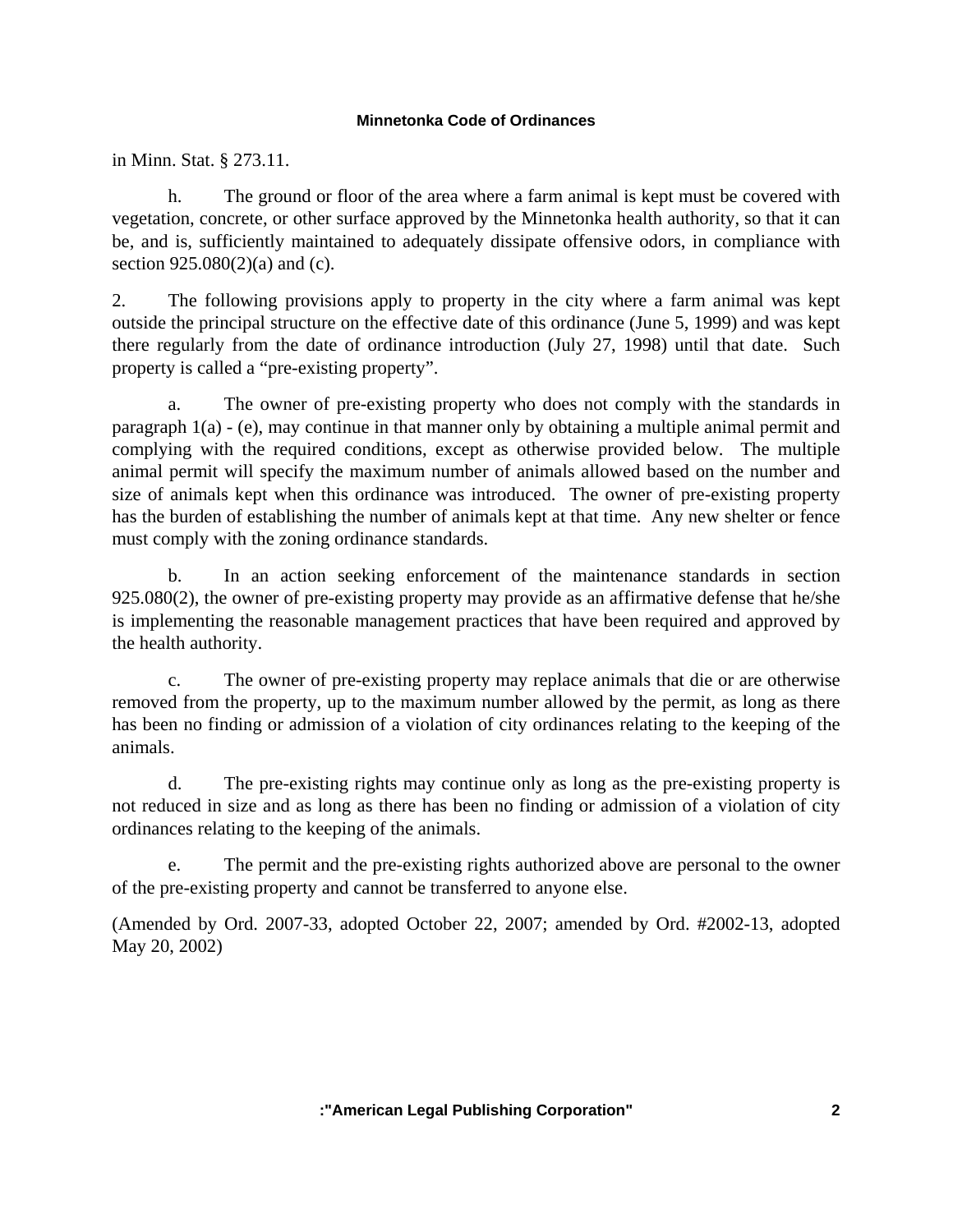in Minn. Stat. § 273.11.

h. The ground or floor of the area where a farm animal is kept must be covered with vegetation, concrete, or other surface approved by the Minnetonka health authority, so that it can be, and is, sufficiently maintained to adequately dissipate offensive odors, in compliance with section 925.080(2)(a) and (c).

2. The following provisions apply to property in the city where a farm animal was kept outside the principal structure on the effective date of this ordinance (June 5, 1999) and was kept there regularly from the date of ordinance introduction (July 27, 1998) until that date. Such property is called a "pre-existing property".

a. The owner of pre-existing property who does not comply with the standards in paragraph 1(a) - (e), may continue in that manner only by obtaining a multiple animal permit and complying with the required conditions, except as otherwise provided below. The multiple animal permit will specify the maximum number of animals allowed based on the number and size of animals kept when this ordinance was introduced. The owner of pre-existing property has the burden of establishing the number of animals kept at that time. Any new shelter or fence must comply with the zoning ordinance standards.

b. In an action seeking enforcement of the maintenance standards in section 925.080(2), the owner of pre-existing property may provide as an affirmative defense that he/she is implementing the reasonable management practices that have been required and approved by the health authority.

c. The owner of pre-existing property may replace animals that die or are otherwise removed from the property, up to the maximum number allowed by the permit, as long as there has been no finding or admission of a violation of city ordinances relating to the keeping of the animals.

d. The pre-existing rights may continue only as long as the pre-existing property is not reduced in size and as long as there has been no finding or admission of a violation of city ordinances relating to the keeping of the animals.

e. The permit and the pre-existing rights authorized above are personal to the owner of the pre-existing property and cannot be transferred to anyone else.

(Amended by Ord. 2007-33, adopted October 22, 2007; amended by Ord. #2002-13, adopted May 20, 2002)